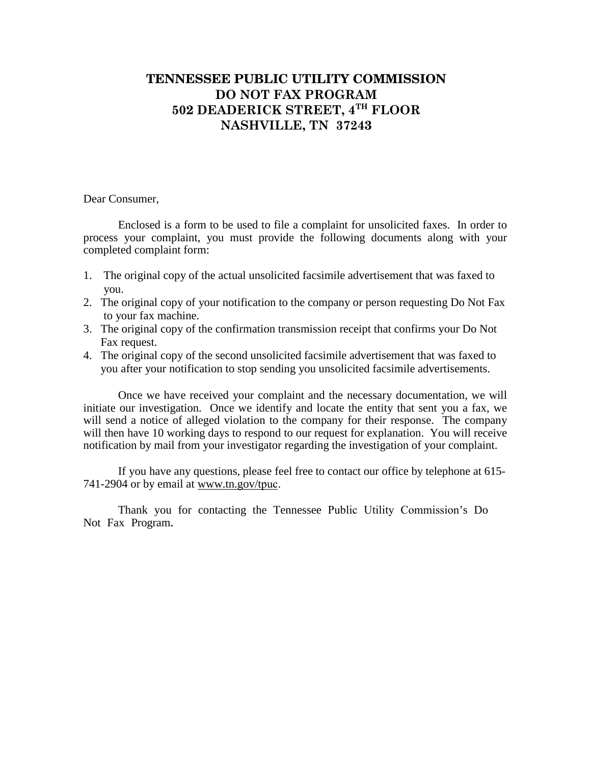# TENNESSEE PUBLIC UTILITY COMMISSION
# DO NOT FAX PROGRAM
# 502 DEADERICK STREET, 4TH FLOOR
# NASHVILLE, TN 37243

Dear Consumer,

Enclosed is a form to be used to file a complaint for unsolicited faxes. In order to process your complaint, you must provide the following documents along with your completed complaint form:

1. The original copy of the actual unsolicited facsimile advertisement that was faxed to you.
2. The original copy of your notification to the company or person requesting Do Not Fax to your fax machine.
3. The original copy of the confirmation transmission receipt that confirms your Do Not Fax request.
4. The original copy of the second unsolicited facsimile advertisement that was faxed to you after your notification to stop sending you unsolicited facsimile advertisements.

Once we have received your complaint and the necessary documentation, we will initiate our investigation. Once we identify and locate the entity that sent you a fax, we will send a notice of alleged violation to the company for their response. The company will then have 10 working days to respond to our request for explanation. You will receive notification by mail from your investigator regarding the investigation of your complaint.

If you have any questions, please feel free to contact our office by telephone at 615-741-2904 or by email at www.tn.gov/tpuc.

Thank you for contacting the Tennessee Public Utility Commission's Do Not Fax Program.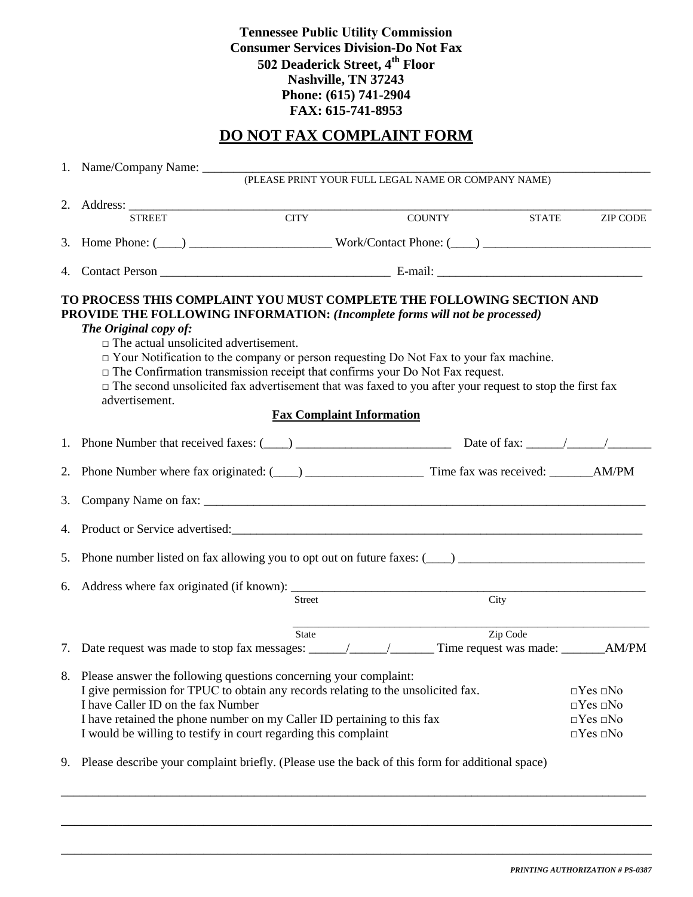**Tennessee Public Utility Commission**
**Consumer Services Division-Do Not Fax**
**502 Deaderick Street, 4th Floor**
**Nashville, TN 37243**
**Phone: (615) 741-2904**
**FAX: 615-741-8953**

# DO NOT FAX COMPLAINT FORM

1. Name/Company Name: ______________________________________________
   (PLEASE PRINT YOUR FULL LEGAL NAME OR COMPANY NAME)
2. Address: ______________________________________________
   STREET CITY COUNTY STATE ZIP CODE
3. Home Phone: (____) ______________________ Work/Contact Phone: (____) ___________________________
4. Contact Person ____________________________________ E-mail: _________________________________

**TO PROCESS THIS COMPLAINT YOU MUST COMPLETE THE FOLLOWING SECTION AND PROVIDE THE FOLLOWING INFORMATION:** ***(Incomplete forms will not be processed)***

***The Original copy of:***

- □ The actual unsolicited advertisement.
- □ Your Notification to the company or person requesting Do Not Fax to your fax machine.
- □ The Confirmation transmission receipt that confirms your Do Not Fax request.
- □ The second unsolicited fax advertisement that was faxed to you after your request to stop the first fax advertisement.

## Fax Complaint Information

1. Phone Number that received faxes: (____) _________________________ Date of fax: ______/______/_______
2. Phone Number where fax originated: (____) ___________________ Time fax was received: _______AM/PM
3. Company Name on fax: ______________________________________________
4. Product or Service advertised: ______________________________________________
5. Phone number listed on fax allowing you to opt out on future faxes: (____) ______________________________
6. Address where fax originated (if known): ______________________________________________
   Street City
   ______________________________________________
   State Zip Code
7. Date request was made to stop fax messages: ______/______/_______ Time request was made: _______AM/PM
8. Please answer the following questions concerning your complaint:
   - I give permission for TPUC to obtain any records relating to the unsolicited fax. □Yes □No
   - I have Caller ID on the fax Number □Yes □No
   - I have retained the phone number on my Caller ID pertaining to this fax □Yes □No
   - I would be willing to testify in court regarding this complaint □Yes □No
9. Please describe your complaint briefly. (Please use the back of this form for additional space)

______________________________________________

______________________________________________

______________________________________________

***PRINTING AUTHORIZATION # PS-0387***